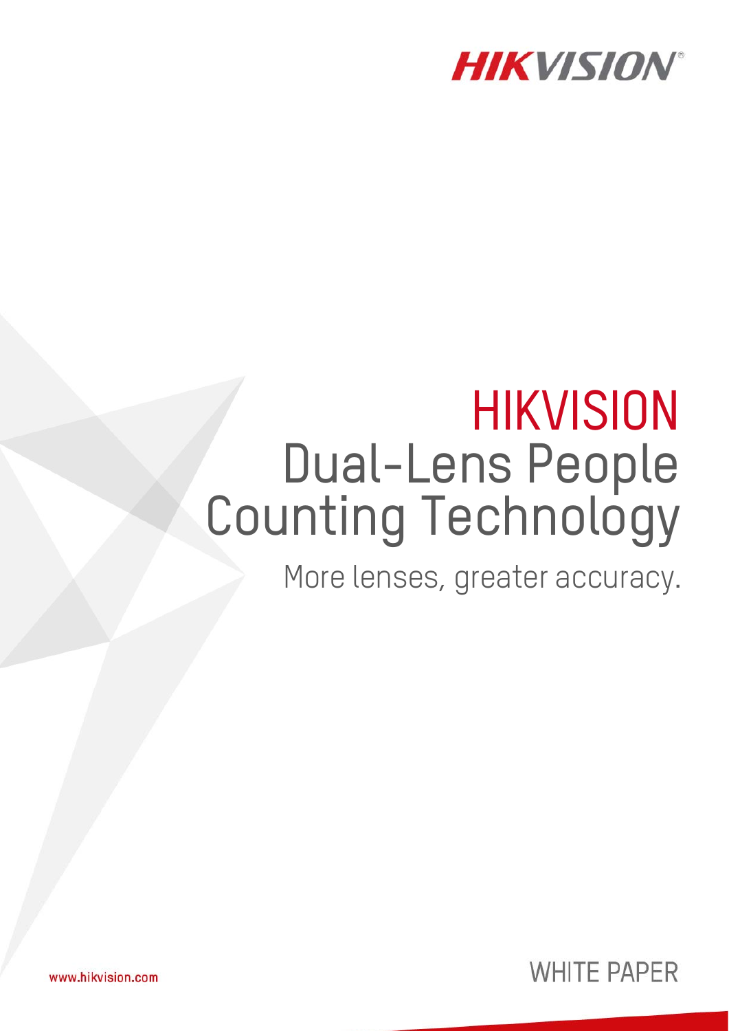HIKVISION

# HIKVISION Dual-Lens People Counting Technology

More lenses, greater accuracy.

www.hikvision.com

WHITE PAPER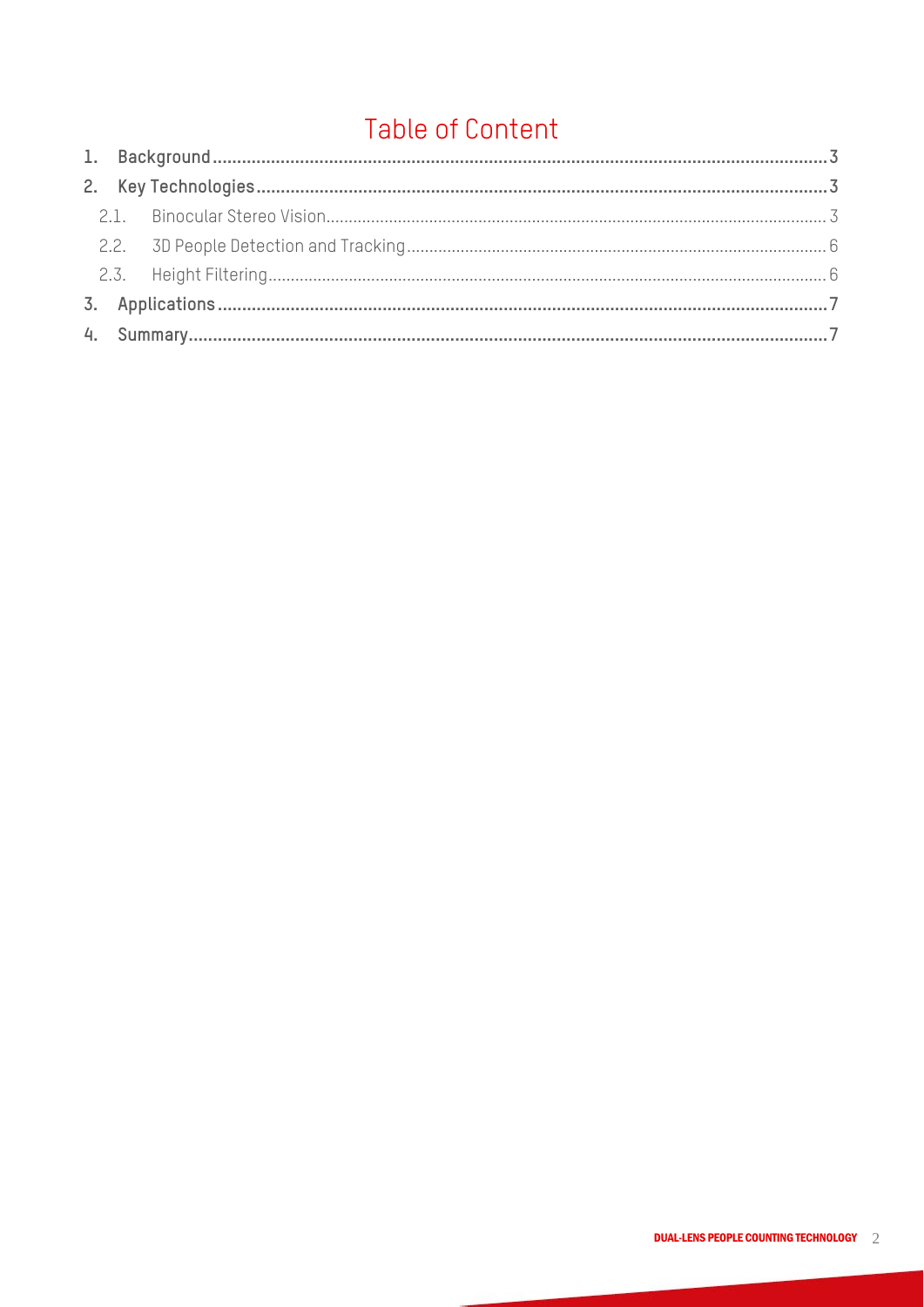# Table of Content

1. **Background** ............................................................................ 3
2. **Key Technologies** ..................................................................... 3
   - 2.1. Binocular Stereo Vision ........................................................ 3
   - 2.2. 3D People Detection and Tracking ........................................ 6
   - 2.3. Height Filtering .................................................................... 6
3. **Applications** ............................................................................ 7
4. **Summary** .................................................................................. 7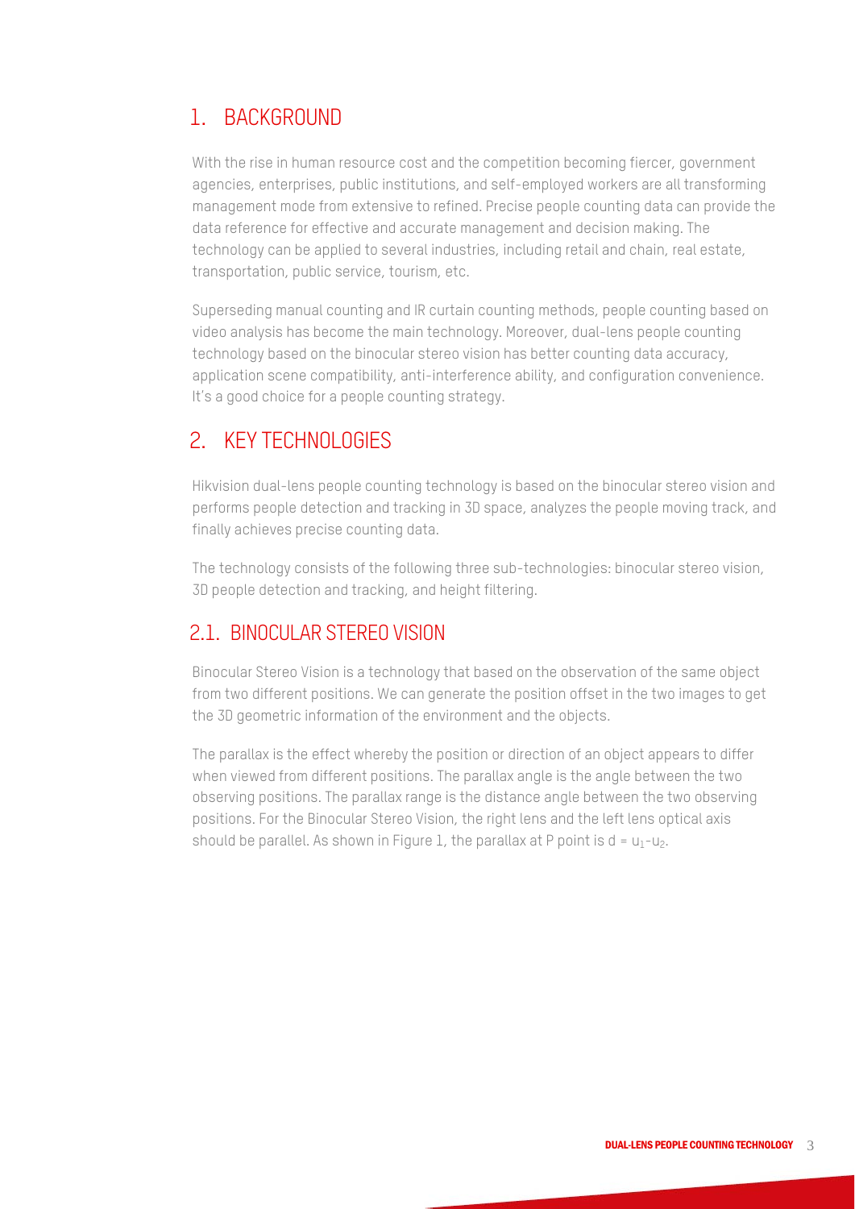## 1. BACKGROUND

With the rise in human resource cost and the competition becoming fiercer, government agencies, enterprises, public institutions, and self-employed workers are all transforming management mode from extensive to refined. Precise people counting data can provide the data reference for effective and accurate management and decision making. The technology can be applied to several industries, including retail and chain, real estate, transportation, public service, tourism, etc.

Superseding manual counting and IR curtain counting methods, people counting based on video analysis has become the main technology. Moreover, dual-lens people counting technology based on the binocular stereo vision has better counting data accuracy, application scene compatibility, anti-interference ability, and configuration convenience. It's a good choice for a people counting strategy.

## 2. KEY TECHNOLOGIES

Hikvision dual-lens people counting technology is based on the binocular stereo vision and performs people detection and tracking in 3D space, analyzes the people moving track, and finally achieves precise counting data.

The technology consists of the following three sub-technologies: binocular stereo vision, 3D people detection and tracking, and height filtering.

### 2.1. BINOCULAR STEREO VISION

Binocular Stereo Vision is a technology that based on the observation of the same object from two different positions. We can generate the position offset in the two images to get the 3D geometric information of the environment and the objects.

The parallax is the effect whereby the position or direction of an object appears to differ when viewed from different positions. The parallax angle is the angle between the two observing positions. The parallax range is the distance angle between the two observing positions. For the Binocular Stereo Vision, the right lens and the left lens optical axis should be parallel. As shown in Figure 1, the parallax at P point is $d = u_1 - u_2$.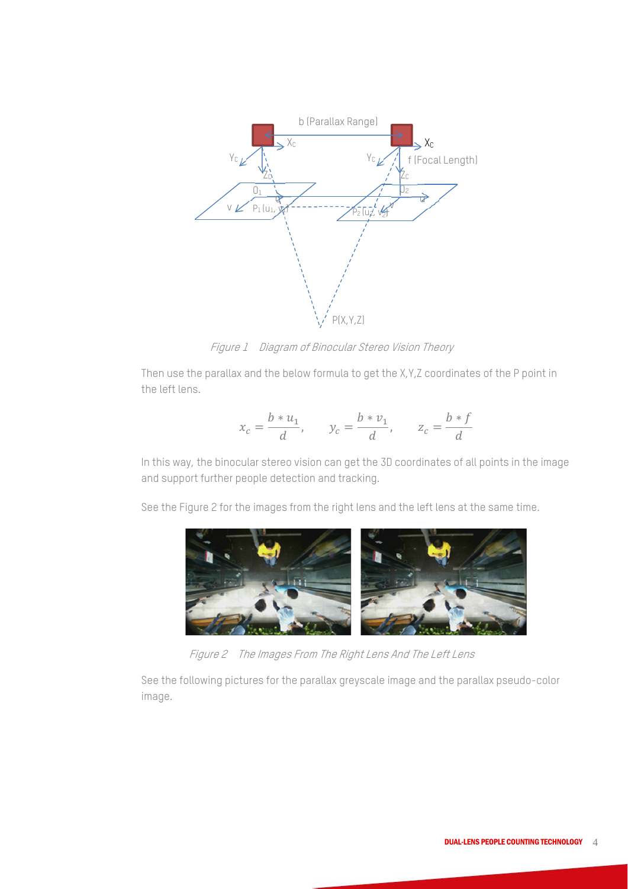Figure 1 Diagram of Binocular Stereo Vision Theory

Then use the parallax and the below formula to get the X,Y,Z coordinates of the P point in the left lens.

$$x_c = \frac{b * u_1}{d}, \qquad y_c = \frac{b * v_1}{d}, \qquad z_c = \frac{b * f}{d}$$

In this way, the binocular stereo vision can get the 3D coordinates of all points in the image and support further people detection and tracking.

See the Figure 2 for the images from the right lens and the left lens at the same time.

Figure 2 The Images From The Right Lens And The Left Lens

See the following pictures for the parallax greyscale image and the parallax pseudo-color image.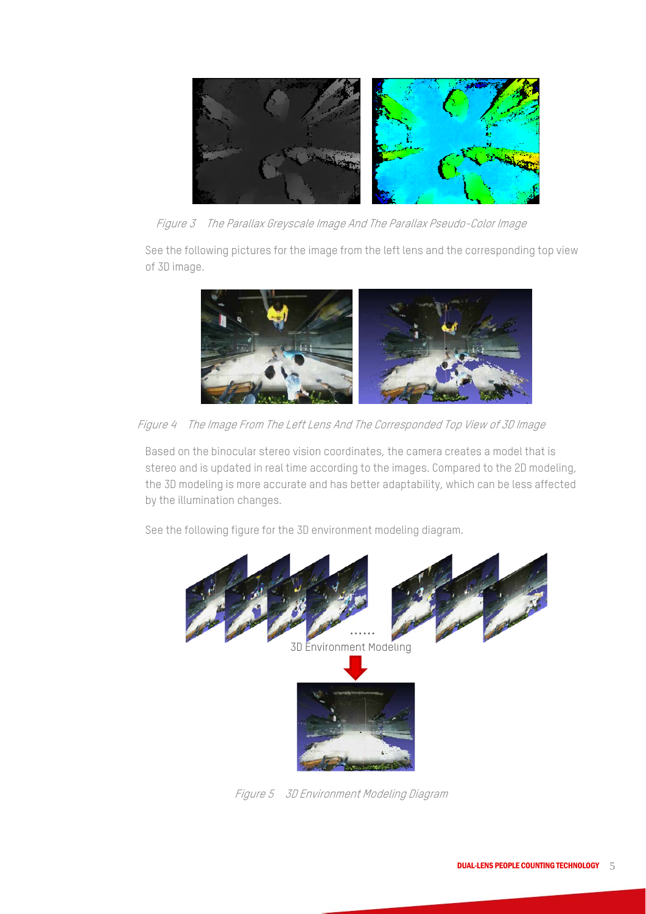*Figure 3 The Parallax Greyscale Image And The Parallax Pseudo-Color Image*

See the following pictures for the image from the left lens and the corresponding top view of 3D image.

*Figure 4 The Image From The Left Lens And The Corresponded Top View of 3D Image*

Based on the binocular stereo vision coordinates, the camera creates a model that is stereo and is updated in real time according to the images. Compared to the 2D modeling, the 3D modeling is more accurate and has better adaptability, which can be less affected by the illumination changes.

See the following figure for the 3D environment modeling diagram.

3D Environment Modeling

*Figure 5 3D Environment Modeling Diagram*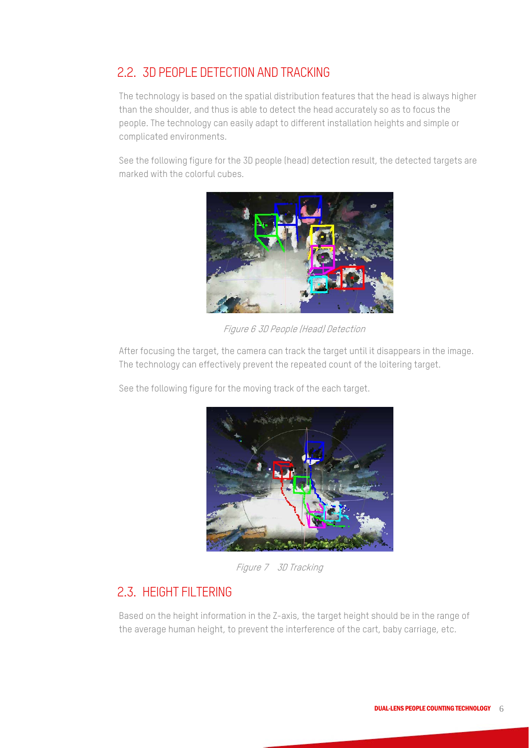## 2.2. 3D PEOPLE DETECTION AND TRACKING

The technology is based on the spatial distribution features that the head is always higher than the shoulder, and thus is able to detect the head accurately so as to focus the people. The technology can easily adapt to different installation heights and simple or complicated environments.

See the following figure for the 3D people (head) detection result, the detected targets are marked with the colorful cubes.

*Figure 6 3D People (Head) Detection*

After focusing the target, the camera can track the target until it disappears in the image. The technology can effectively prevent the repeated count of the loitering target.

See the following figure for the moving track of the each target.

*Figure 7 3D Tracking*

## 2.3. HEIGHT FILTERING

Based on the height information in the Z-axis, the target height should be in the range of the average human height, to prevent the interference of the cart, baby carriage, etc.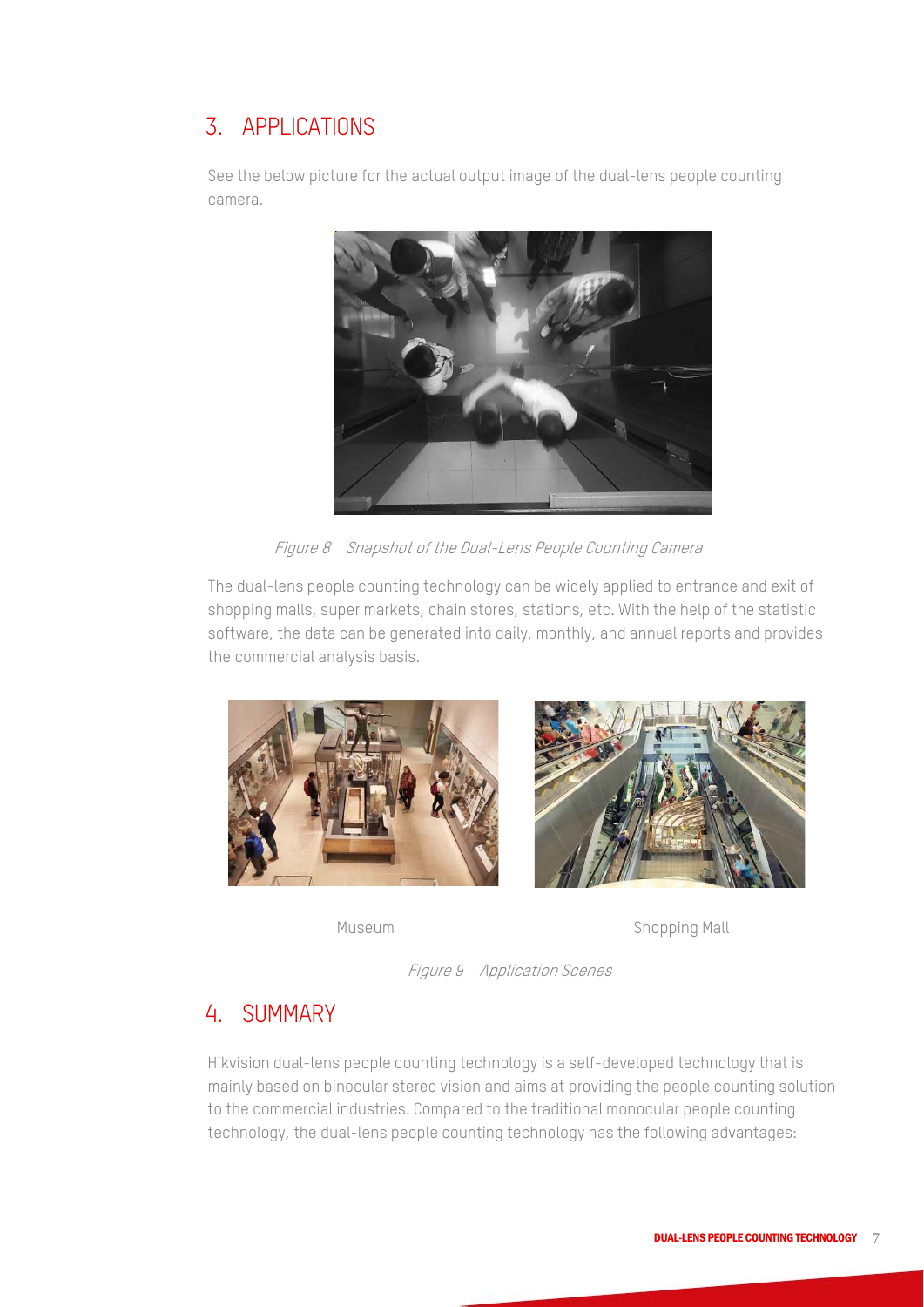## 3. APPLICATIONS

See the below picture for the actual output image of the dual-lens people counting camera.

*Figure 8 Snapshot of the Dual-Lens People Counting Camera*

The dual-lens people counting technology can be widely applied to entrance and exit of shopping malls, super markets, chain stores, stations, etc. With the help of the statistic software, the data can be generated into daily, monthly, and annual reports and provides the commercial analysis basis.

Museum

Shopping Mall

*Figure 9 Application Scenes*

## 4. SUMMARY

Hikvision dual-lens people counting technology is a self-developed technology that is mainly based on binocular stereo vision and aims at providing the people counting solution to the commercial industries. Compared to the traditional monocular people counting technology, the dual-lens people counting technology has the following advantages: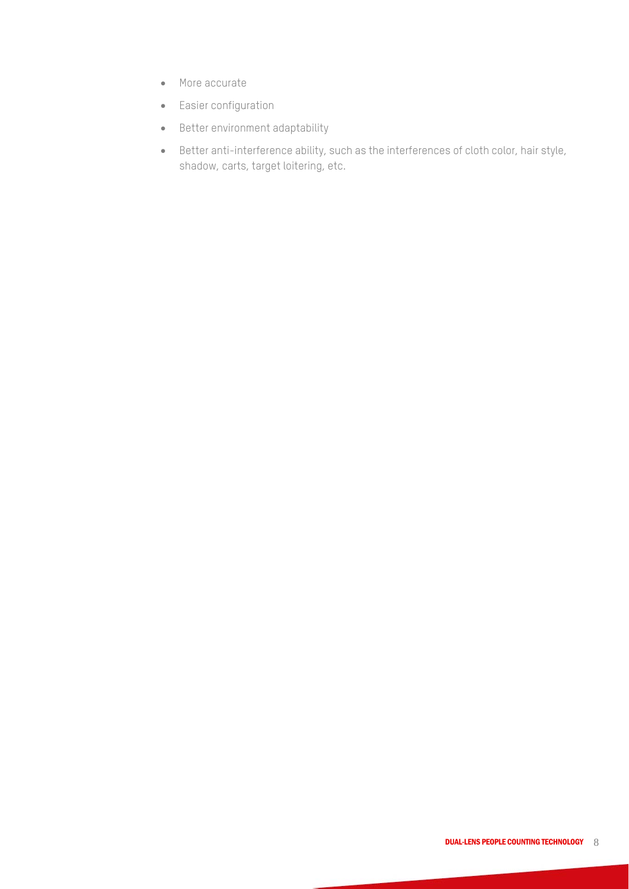- More accurate
- Easier configuration
- Better environment adaptability
- Better anti-interference ability, such as the interferences of cloth color, hair style, shadow, carts, target loitering, etc.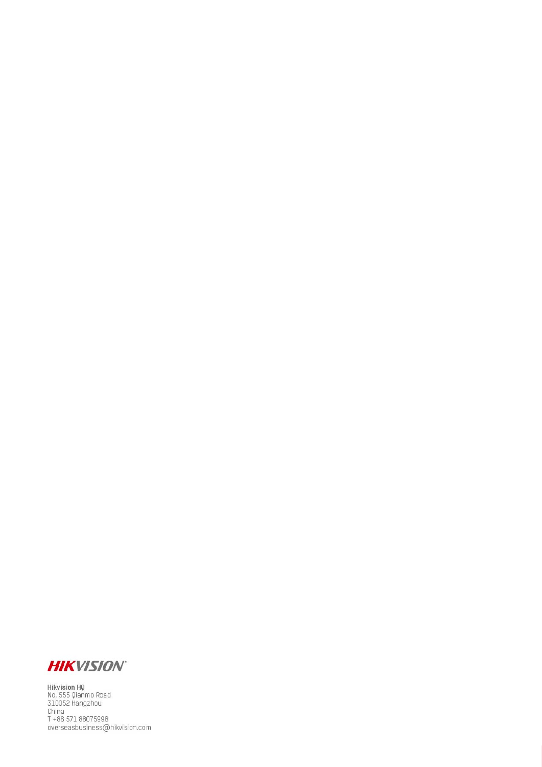HIKVISION®

**Hikvision HQ**
No. 555 Qianmo Road
310052 Hangzhou
China
T +86 571 88075998
overseasbusiness@hikvision.com